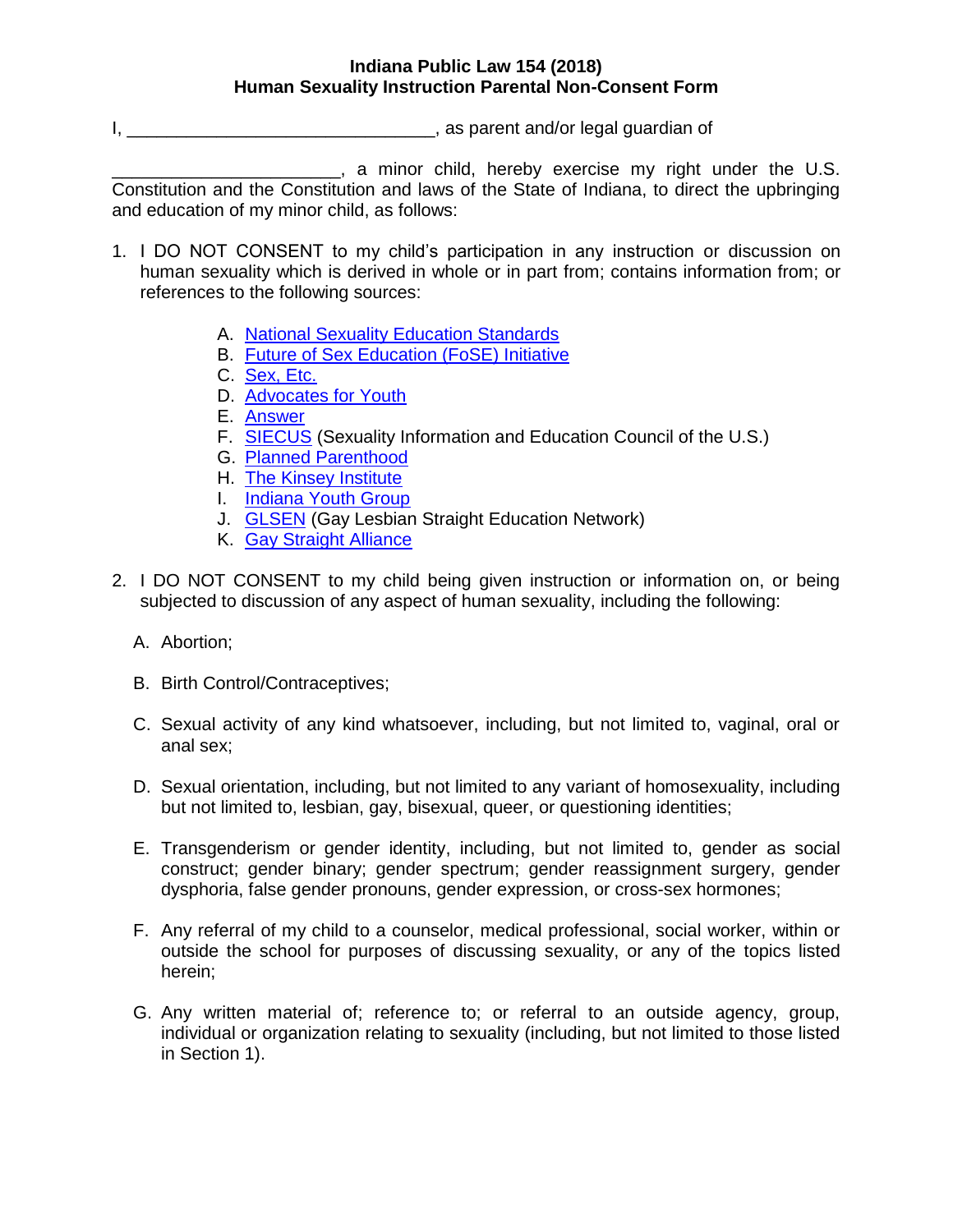**Indiana Public Law 154 (2018)**
**Human Sexuality Instruction Parental Non-Consent Form**

I, ______________________________, as parent and/or legal guardian of

______________________, a minor child, hereby exercise my right under the U.S. Constitution and the Constitution and laws of the State of Indiana, to direct the upbringing and education of my minor child, as follows:

1. I DO NOT CONSENT to my child's participation in any instruction or discussion on human sexuality which is derived in whole or in part from; contains information from; or references to the following sources:

   A. National Sexuality Education Standards
   B. Future of Sex Education (FoSE) Initiative
   C. Sex, Etc.
   D. Advocates for Youth
   E. Answer
   F. SIECUS (Sexuality Information and Education Council of the U.S.)
   G. Planned Parenthood
   H. The Kinsey Institute
   I. Indiana Youth Group
   J. GLSEN (Gay Lesbian Straight Education Network)
   K. Gay Straight Alliance

2. I DO NOT CONSENT to my child being given instruction or information on, or being subjected to discussion of any aspect of human sexuality, including the following:

   A. Abortion;

   B. Birth Control/Contraceptives;

   C. Sexual activity of any kind whatsoever, including, but not limited to, vaginal, oral or anal sex;

   D. Sexual orientation, including, but not limited to any variant of homosexuality, including but not limited to, lesbian, gay, bisexual, queer, or questioning identities;

   E. Transgenderism or gender identity, including, but not limited to, gender as social construct; gender binary; gender spectrum; gender reassignment surgery, gender dysphoria, false gender pronouns, gender expression, or cross-sex hormones;

   F. Any referral of my child to a counselor, medical professional, social worker, within or outside the school for purposes of discussing sexuality, or any of the topics listed herein;

   G. Any written material of; reference to; or referral to an outside agency, group, individual or organization relating to sexuality (including, but not limited to those listed in Section 1).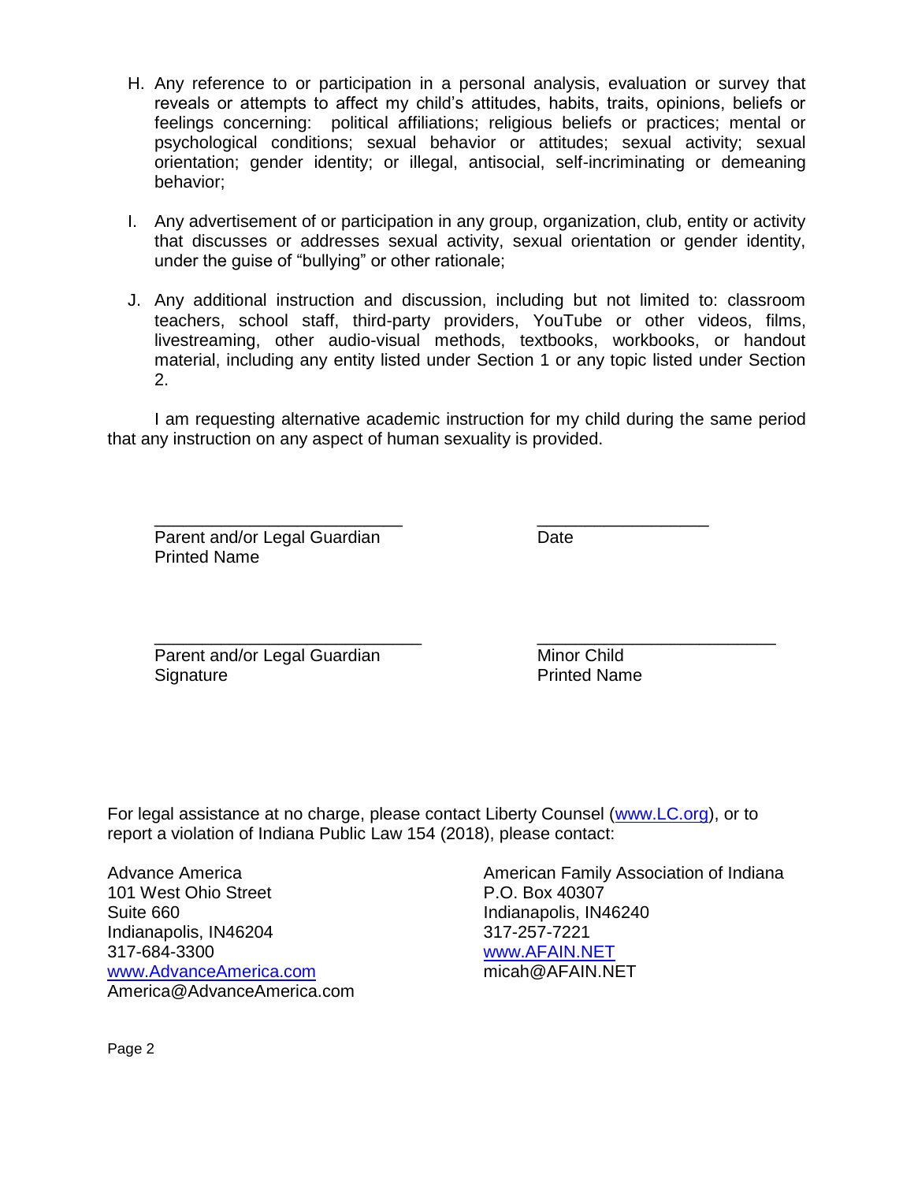H. Any reference to or participation in a personal analysis, evaluation or survey that reveals or attempts to affect my child's attitudes, habits, traits, opinions, beliefs or feelings concerning: political affiliations; religious beliefs or practices; mental or psychological conditions; sexual behavior or attitudes; sexual activity; sexual orientation; gender identity; or illegal, antisocial, self-incriminating or demeaning behavior;

I. Any advertisement of or participation in any group, organization, club, entity or activity that discusses or addresses sexual activity, sexual orientation or gender identity, under the guise of "bullying" or other rationale;

J. Any additional instruction and discussion, including but not limited to: classroom teachers, school staff, third-party providers, YouTube or other videos, films, livestreaming, other audio-visual methods, textbooks, workbooks, or handout material, including any entity listed under Section 1 or any topic listed under Section 2.

I am requesting alternative academic instruction for my child during the same period that any instruction on any aspect of human sexuality is provided.

\_\_\_\_\_\_\_\_\_\_\_\_\_\_\_\_\_\_\_\_\_\_\_\_\_\_ \_\_\_\_\_\_\_\_\_\_\_\_\_\_\_\_\_\_
Parent and/or Legal Guardian Printed Name — Date

\_\_\_\_\_\_\_\_\_\_\_\_\_\_\_\_\_\_\_\_\_\_\_\_\_\_\_\_ \_\_\_\_\_\_\_\_\_\_\_\_\_\_\_\_\_\_\_\_\_\_\_\_\_
Parent and/or Legal Guardian Signature — Minor Child Printed Name

For legal assistance at no charge, please contact Liberty Counsel (www.LC.org), or to report a violation of Indiana Public Law 154 (2018), please contact:

Advance America
101 West Ohio Street
Suite 660
Indianapolis, IN46204
317-684-3300
www.AdvanceAmerica.com
America@AdvanceAmerica.com

American Family Association of Indiana
P.O. Box 40307
Indianapolis, IN46240
317-257-7221
www.AFAIN.NET
micah@AFAIN.NET